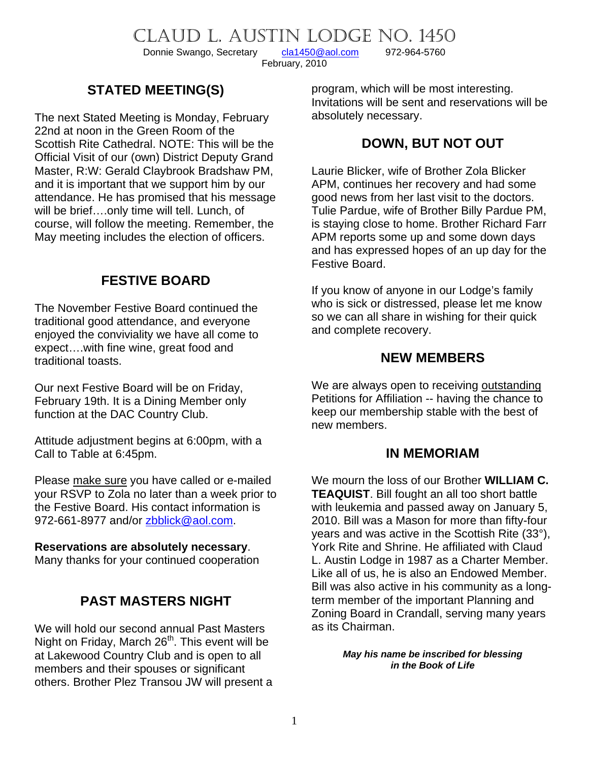# Claud L. Austin Lodge No. 1450

Donnie Swango, Secretary cla1450@aol.com 972-964-5760

February, 2010

## STATED MEETING(S)

The next Stated Meeting is Monday, February 22nd at noon in the Green Room of the Scottish Rite Cathedral. NOTE: This will be the Official Visit of our (own) District Deputy Grand Master, R:W: Gerald Claybrook Bradshaw PM, and it is important that we support him by our attendance. He has promised that his message will be brief….only time will tell. Lunch, of course, will follow the meeting. Remember, the May meeting includes the election of officers.

## FESTIVE BOARD

The November Festive Board continued the traditional good attendance, and everyone enjoyed the conviviality we have all come to expect….with fine wine, great food and traditional toasts.

Our next Festive Board will be on Friday, February 19th. It is a Dining Member only function at the DAC Country Club.

Attitude adjustment begins at 6:00pm, with a Call to Table at 6:45pm.

Please make sure you have called or e-mailed your RSVP to Zola no later than a week prior to the Festive Board. His contact information is 972-661-8977 and/or zbblick@aol.com.

**Reservations are absolutely necessary**. Many thanks for your continued cooperation

## PAST MASTERS NIGHT

We will hold our second annual Past Masters Night on Friday, March 26th. This event will be at Lakewood Country Club and is open to all members and their spouses or significant others. Brother Plez Transou JW will present a program, which will be most interesting. Invitations will be sent and reservations will be absolutely necessary.

## DOWN, BUT NOT OUT

Laurie Blicker, wife of Brother Zola Blicker APM, continues her recovery and had some good news from her last visit to the doctors. Tulie Pardue, wife of Brother Billy Pardue PM, is staying close to home. Brother Richard Farr APM reports some up and some down days and has expressed hopes of an up day for the Festive Board.

If you know of anyone in our Lodge's family who is sick or distressed, please let me know so we can all share in wishing for their quick and complete recovery.

## NEW MEMBERS

We are always open to receiving outstanding Petitions for Affiliation -- having the chance to keep our membership stable with the best of new members.

## IN MEMORIAM

We mourn the loss of our Brother **WILLIAM C. TEAQUIST**. Bill fought an all too short battle with leukemia and passed away on January 5, 2010. Bill was a Mason for more than fifty-four years and was active in the Scottish Rite (33°), York Rite and Shrine. He affiliated with Claud L. Austin Lodge in 1987 as a Charter Member. Like all of us, he is also an Endowed Member. Bill was also active in his community as a long-term member of the important Planning and Zoning Board in Crandall, serving many years as its Chairman.

***May his name be inscribed for blessing in the Book of Life***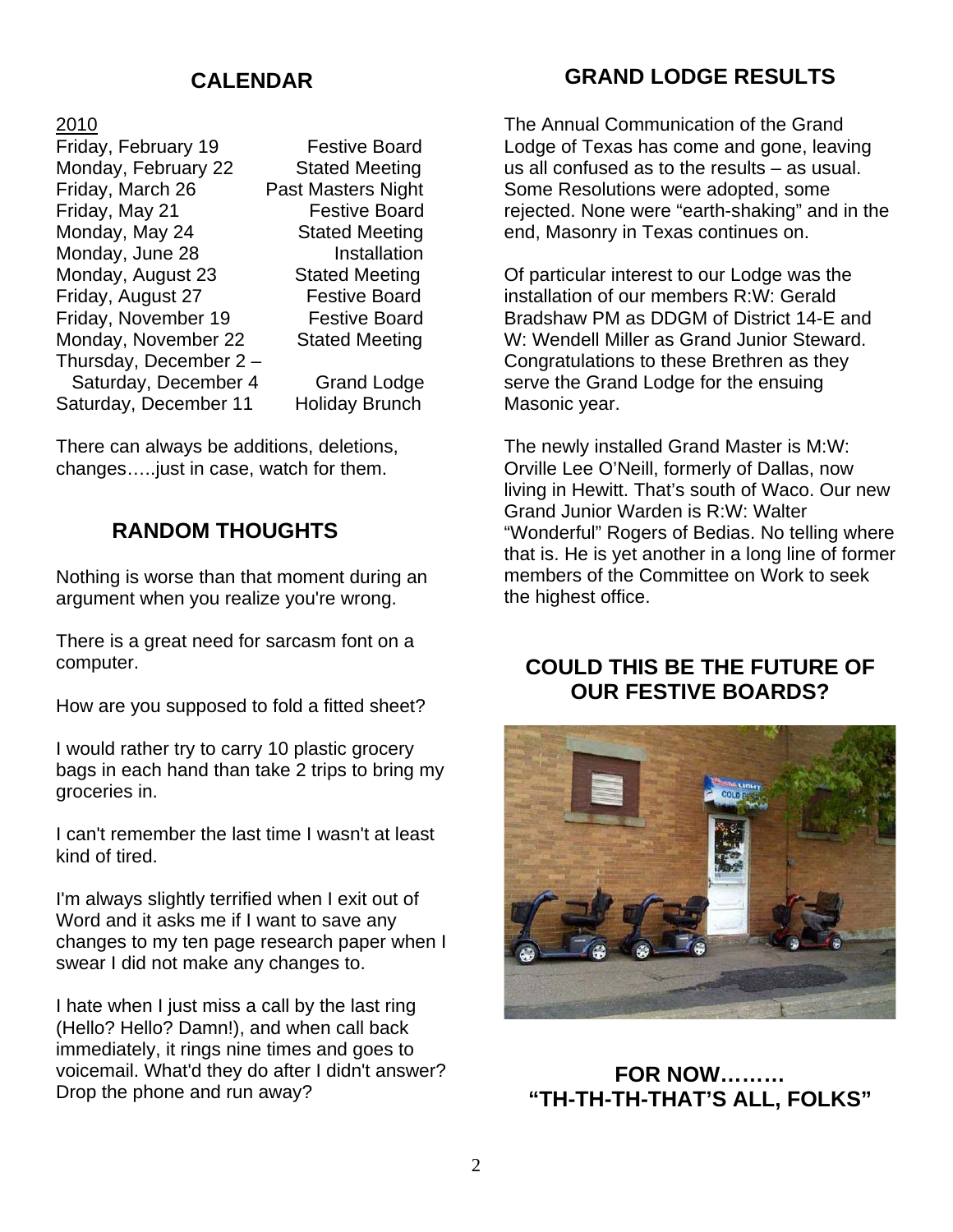## CALENDAR

2010

| | |
|---|---|
| Friday, February 19 | Festive Board |
| Monday, February 22 | Stated Meeting |
| Friday, March 26 | Past Masters Night |
| Friday, May 21 | Festive Board |
| Monday, May 24 | Stated Meeting |
| Monday, June 28 | Installation |
| Monday, August 23 | Stated Meeting |
| Friday, August 27 | Festive Board |
| Friday, November 19 | Festive Board |
| Monday, November 22 | Stated Meeting |
| Thursday, December 2 – Saturday, December 4 | Grand Lodge |
| Saturday, December 11 | Holiday Brunch |

There can always be additions, deletions, changes…..just in case, watch for them.

## RANDOM THOUGHTS

Nothing is worse than that moment during an argument when you realize you're wrong.

There is a great need for sarcasm font on a computer.

How are you supposed to fold a fitted sheet?

I would rather try to carry 10 plastic grocery bags in each hand than take 2 trips to bring my groceries in.

I can't remember the last time I wasn't at least kind of tired.

I'm always slightly terrified when I exit out of Word and it asks me if I want to save any changes to my ten page research paper when I swear I did not make any changes to.

I hate when I just miss a call by the last ring (Hello? Hello? Damn!), and when call back immediately, it rings nine times and goes to voicemail. What'd they do after I didn't answer? Drop the phone and run away?

## GRAND LODGE RESULTS

The Annual Communication of the Grand Lodge of Texas has come and gone, leaving us all confused as to the results – as usual. Some Resolutions were adopted, some rejected. None were "earth-shaking" and in the end, Masonry in Texas continues on.

Of particular interest to our Lodge was the installation of our members R:W: Gerald Bradshaw PM as DDGM of District 14-E and W: Wendell Miller as Grand Junior Steward. Congratulations to these Brethren as they serve the Grand Lodge for the ensuing Masonic year.

The newly installed Grand Master is M:W: Orville Lee O'Neill, formerly of Dallas, now living in Hewitt. That's south of Waco. Our new Grand Junior Warden is R:W: Walter "Wonderful" Rogers of Bedias. No telling where that is. He is yet another in a long line of former members of the Committee on Work to seek the highest office.

## COULD THIS BE THE FUTURE OF OUR FESTIVE BOARDS?

## FOR NOW……… "TH-TH-TH-THAT'S ALL, FOLKS"